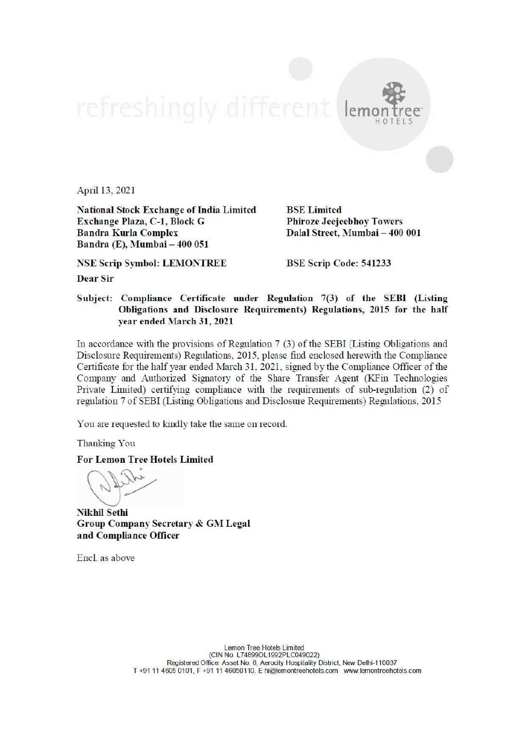April 13, 2021

**National Stock Exchange of India Limited**
**Exchange Plaza, C-1, Block G**
**Bandra Kurla Complex**
**Bandra (E), Mumbai – 400 051**

**BSE Limited**
**Phiroze Jeejeebhoy Towers**
**Dalal Street, Mumbai – 400 001**

**NSE Scrip Symbol: LEMONTREE**

**BSE Scrip Code: 541233**

**Dear Sir**

**Subject: Compliance Certificate under Regulation 7(3) of the SEBI (Listing Obligations and Disclosure Requirements) Regulations, 2015 for the half year ended March 31, 2021**

In accordance with the provisions of Regulation 7 (3) of the SEBI (Listing Obligations and Disclosure Requirements) Regulations, 2015, please find enclosed herewith the Compliance Certificate for the half year ended March 31, 2021, signed by the Compliance Officer of the Company and Authorized Signatory of the Share Transfer Agent (KFin Technologies Private Limited) certifying compliance with the requirements of sub-regulation (2) of regulation 7 of SEBI (Listing Obligations and Disclosure Requirements) Regulations, 2015

You are requested to kindly take the same on record.

Thanking You

**For Lemon Tree Hotels Limited**

**Nikhil Sethi**
**Group Company Secretary & GM Legal and Compliance Officer**

Encl. as above

Lemon Tree Hotels Limited
(CIN No. L74899DL1992PLC049022)
Registered Office: Asset No. 6, Aerocity Hospitality District, New Delhi-110037
T +91 11 4605 0101, F +91 11 46050110. E hi@lemontreehotels.com www.lemontreehotels.com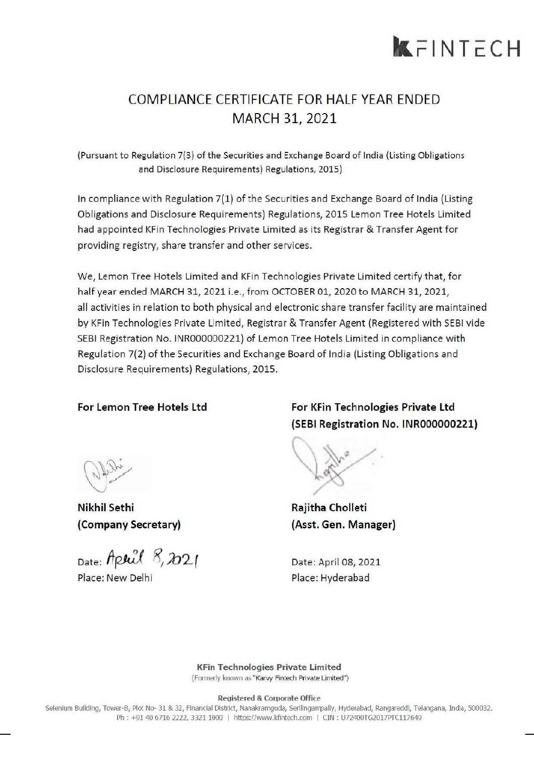# COMPLIANCE CERTIFICATE FOR HALF YEAR ENDED MARCH 31, 2021

(Pursuant to Regulation 7(3) of the Securities and Exchange Board of India (Listing Obligations and Disclosure Requirements) Regulations, 2015)

In compliance with Regulation 7(1) of the Securities and Exchange Board of India (Listing Obligations and Disclosure Requirements) Regulations, 2015 Lemon Tree Hotels Limited had appointed KFin Technologies Private Limited as its Registrar & Transfer Agent for providing registry, share transfer and other services.

We, Lemon Tree Hotels Limited and KFin Technologies Private Limited certify that, for half year ended MARCH 31, 2021 i.e., from OCTOBER 01, 2020 to MARCH 31, 2021, all activities in relation to both physical and electronic share transfer facility are maintained by KFin Technologies Private Limited, Registrar & Transfer Agent (Registered with SEBI vide SEBI Registration No. INR000000221) of Lemon Tree Hotels Limited in compliance with Regulation 7(2) of the Securities and Exchange Board of India (Listing Obligations and Disclosure Requirements) Regulations, 2015.

**For Lemon Tree Hotels Ltd**

**Nikhil Sethi**
**(Company Secretary)**

Date: April 8, 2021
Place: New Delhi

**For KFin Technologies Private Ltd**
**(SEBI Registration No. INR000000221)**

**Rajitha Cholleti**
**(Asst. Gen. Manager)**

Date: April 08, 2021
Place: Hyderabad

**KFin Technologies Private Limited**
(Formerly known as "Karvy Fintech Private Limited")

**Registered & Corporate Office**
Selenium Building, Tower-B, Plot No- 31 & 32, Financial District, Nanakramguda, Serilingampally, Hyderabad, Rangareddi, Telangana, India, 500032.
Ph : +91 40 6716 2222, 3321 1000 | https://www.kfintech.com | CIN : U72400TG2017PTC117649